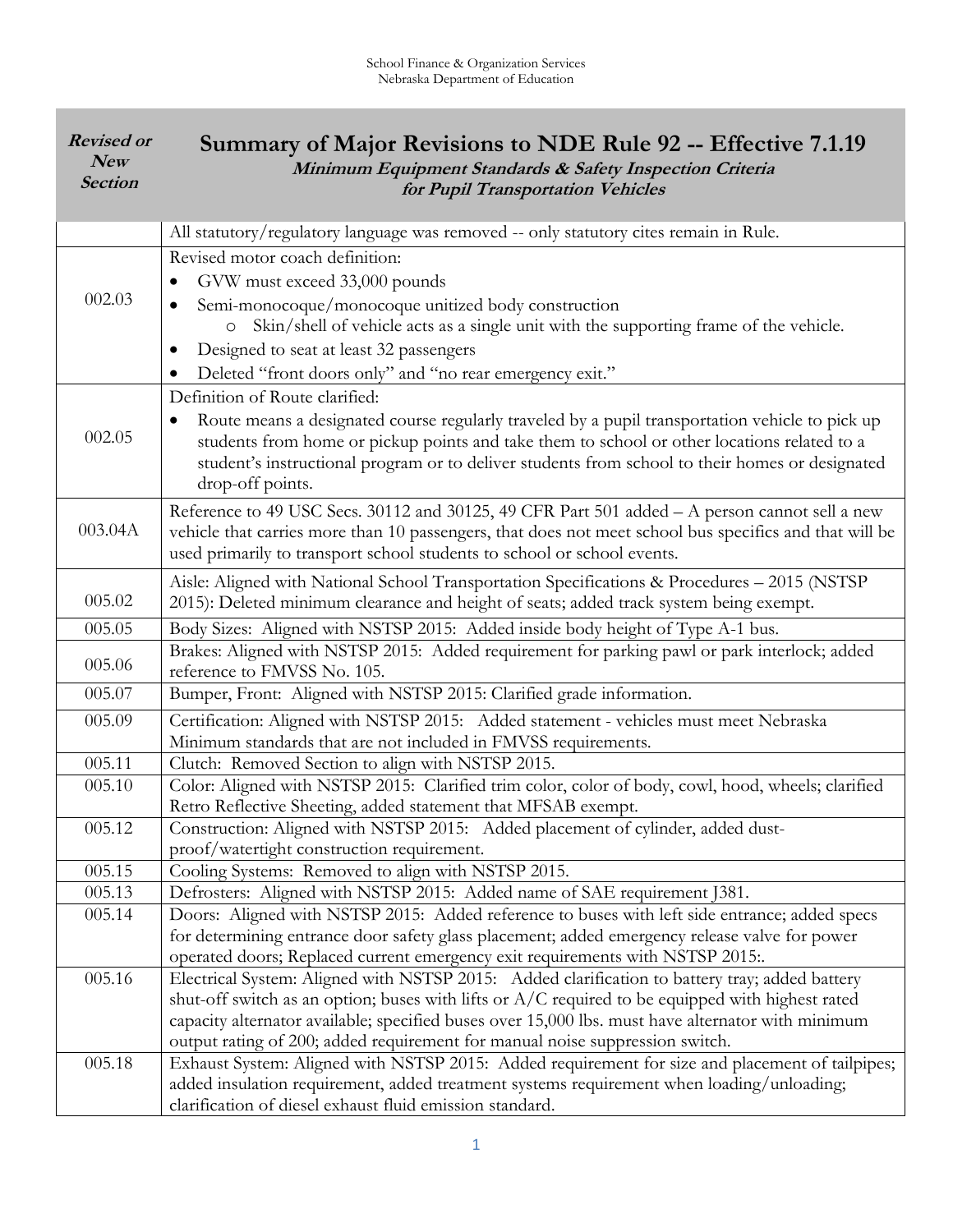School Finance & Organization Services
Nebraska Department of Education

| ***Revised or New Section*** | **Summary of Major Revisions to NDE Rule 92 -- Effective 7.1.19** ***Minimum Equipment Standards & Safety Inspection Criteria for Pupil Transportation Vehicles*** |
|---|---|
| | All statutory/regulatory language was removed -- only statutory cites remain in Rule. |
| 002.03 | Revised motor coach definition: <br>• GVW must exceed 33,000 pounds <br>• Semi-monocoque/monocoque unitized body construction <br>  o Skin/shell of vehicle acts as a single unit with the supporting frame of the vehicle. <br>• Designed to seat at least 32 passengers <br>• Deleted "front doors only" and "no rear emergency exit." |
| 002.05 | Definition of Route clarified: <br>• Route means a designated course regularly traveled by a pupil transportation vehicle to pick up students from home or pickup points and take them to school or other locations related to a student's instructional program or to deliver students from school to their homes or designated drop-off points. |
| 003.04A | Reference to 49 USC Secs. 30112 and 30125, 49 CFR Part 501 added – A person cannot sell a new vehicle that carries more than 10 passengers, that does not meet school bus specifics and that will be used primarily to transport school students to school or school events. |
| 005.02 | Aisle: Aligned with National School Transportation Specifications & Procedures – 2015 (NSTSP 2015): Deleted minimum clearance and height of seats; added track system being exempt. |
| 005.05 | Body Sizes: Aligned with NSTSP 2015: Added inside body height of Type A-1 bus. |
| 005.06 | Brakes: Aligned with NSTSP 2015: Added requirement for parking pawl or park interlock; added reference to FMVSS No. 105. |
| 005.07 | Bumper, Front: Aligned with NSTSP 2015: Clarified grade information. |
| 005.09 | Certification: Aligned with NSTSP 2015: Added statement - vehicles must meet Nebraska Minimum standards that are not included in FMVSS requirements. |
| 005.11 | Clutch: Removed Section to align with NSTSP 2015. |
| 005.10 | Color: Aligned with NSTSP 2015: Clarified trim color, color of body, cowl, hood, wheels; clarified Retro Reflective Sheeting, added statement that MFSAB exempt. |
| 005.12 | Construction: Aligned with NSTSP 2015: Added placement of cylinder, added dust-proof/watertight construction requirement. |
| 005.15 | Cooling Systems: Removed to align with NSTSP 2015. |
| 005.13 | Defrosters: Aligned with NSTSP 2015: Added name of SAE requirement J381. |
| 005.14 | Doors: Aligned with NSTSP 2015: Added reference to buses with left side entrance; added specs for determining entrance door safety glass placement; added emergency release valve for power operated doors; Replaced current emergency exit requirements with NSTSP 2015:. |
| 005.16 | Electrical System: Aligned with NSTSP 2015: Added clarification to battery tray; added battery shut-off switch as an option; buses with lifts or A/C required to be equipped with highest rated capacity alternator available; specified buses over 15,000 lbs. must have alternator with minimum output rating of 200; added requirement for manual noise suppression switch. |
| 005.18 | Exhaust System: Aligned with NSTSP 2015: Added requirement for size and placement of tailpipes; added insulation requirement, added treatment systems requirement when loading/unloading; clarification of diesel exhaust fluid emission standard. |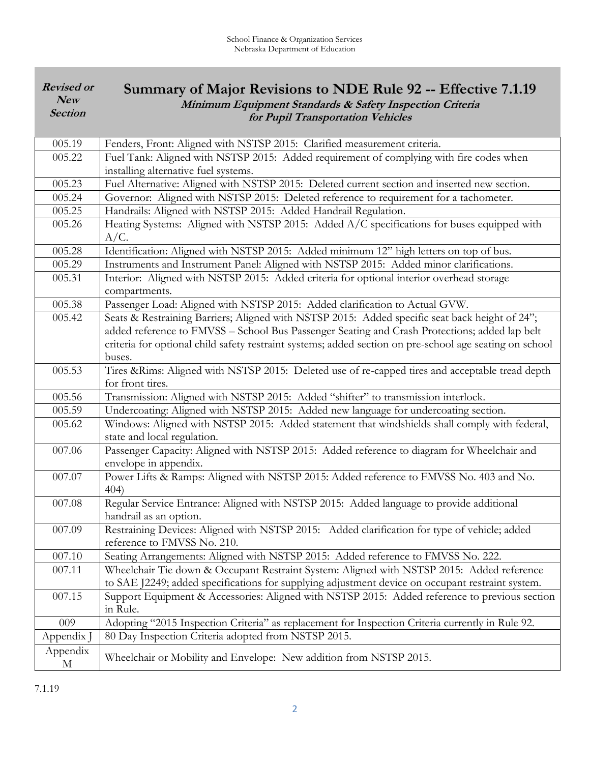School Finance & Organization Services
Nebraska Department of Education

| *Revised or New Section* | **Summary of Major Revisions to NDE Rule 92 -- Effective 7.1.19** ***Minimum Equipment Standards & Safety Inspection Criteria for Pupil Transportation Vehicles*** |
|---|---|
| 005.19 | Fenders, Front: Aligned with NSTSP 2015: Clarified measurement criteria. |
| 005.22 | Fuel Tank: Aligned with NSTSP 2015: Added requirement of complying with fire codes when installing alternative fuel systems. |
| 005.23 | Fuel Alternative: Aligned with NSTSP 2015: Deleted current section and inserted new section. |
| 005.24 | Governor: Aligned with NSTSP 2015: Deleted reference to requirement for a tachometer. |
| 005.25 | Handrails: Aligned with NSTSP 2015: Added Handrail Regulation. |
| 005.26 | Heating Systems: Aligned with NSTSP 2015: Added A/C specifications for buses equipped with A/C. |
| 005.28 | Identification: Aligned with NSTSP 2015: Added minimum 12" high letters on top of bus. |
| 005.29 | Instruments and Instrument Panel: Aligned with NSTSP 2015: Added minor clarifications. |
| 005.31 | Interior: Aligned with NSTSP 2015: Added criteria for optional interior overhead storage compartments. |
| 005.38 | Passenger Load: Aligned with NSTSP 2015: Added clarification to Actual GVW. |
| 005.42 | Seats & Restraining Barriers; Aligned with NSTSP 2015: Added specific seat back height of 24"; added reference to FMVSS – School Bus Passenger Seating and Crash Protections; added lap belt criteria for optional child safety restraint systems; added section on pre-school age seating on school buses. |
| 005.53 | Tires &Rims: Aligned with NSTSP 2015: Deleted use of re-capped tires and acceptable tread depth for front tires. |
| 005.56 | Transmission: Aligned with NSTSP 2015: Added "shifter" to transmission interlock. |
| 005.59 | Undercoating: Aligned with NSTSP 2015: Added new language for undercoating section. |
| 005.62 | Windows: Aligned with NSTSP 2015: Added statement that windshields shall comply with federal, state and local regulation. |
| 007.06 | Passenger Capacity: Aligned with NSTSP 2015: Added reference to diagram for Wheelchair and envelope in appendix. |
| 007.07 | Power Lifts & Ramps: Aligned with NSTSP 2015: Added reference to FMVSS No. 403 and No. 404) |
| 007.08 | Regular Service Entrance: Aligned with NSTSP 2015: Added language to provide additional handrail as an option. |
| 007.09 | Restraining Devices: Aligned with NSTSP 2015: Added clarification for type of vehicle; added reference to FMVSS No. 210. |
| 007.10 | Seating Arrangements: Aligned with NSTSP 2015: Added reference to FMVSS No. 222. |
| 007.11 | Wheelchair Tie down & Occupant Restraint System: Aligned with NSTSP 2015: Added reference to SAE J2249; added specifications for supplying adjustment device on occupant restraint system. |
| 007.15 | Support Equipment & Accessories: Aligned with NSTSP 2015: Added reference to previous section in Rule. |
| 009 | Adopting "2015 Inspection Criteria" as replacement for Inspection Criteria currently in Rule 92. |
| Appendix J | 80 Day Inspection Criteria adopted from NSTSP 2015. |
| Appendix M | Wheelchair or Mobility and Envelope: New addition from NSTSP 2015. |

7.1.19